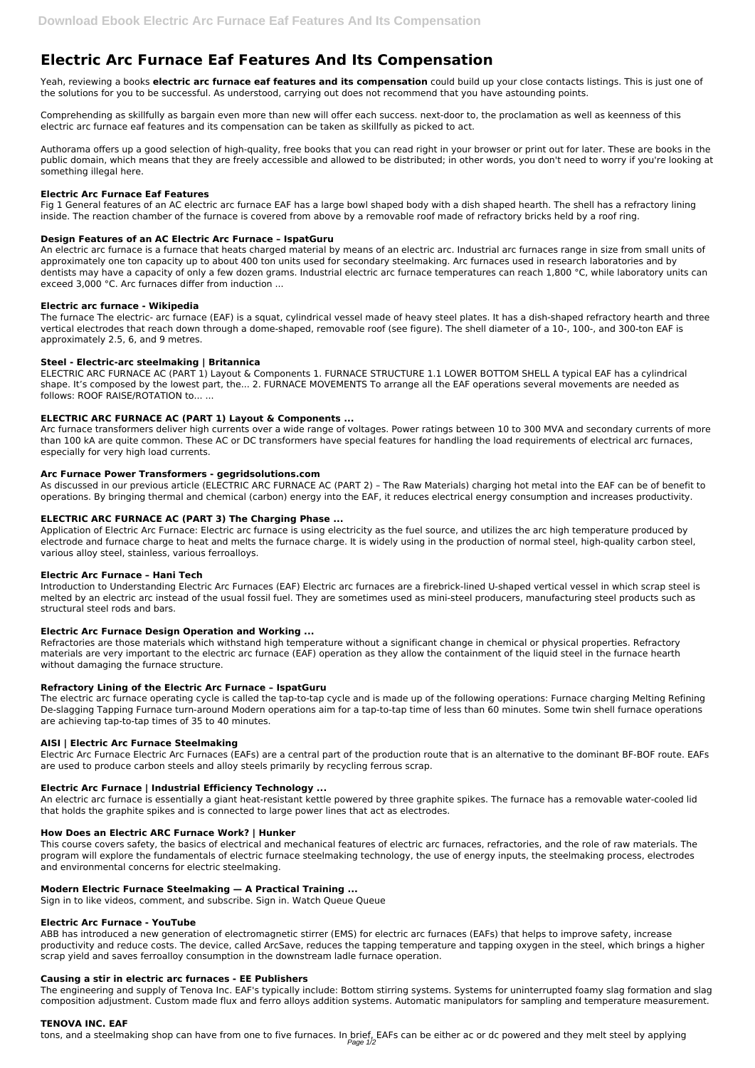# Electric Arc Furnace Eaf Features And Its Compensation

Yeah, reviewing a books **electric arc furnace eaf features and its compensation** could build up your close contacts listings. This is just one of the solutions for you to be successful. As understood, carrying out does not recommend that you have astounding points.

Comprehending as skillfully as bargain even more than new will offer each success. next-door to, the proclamation as well as keenness of this electric arc furnace eaf features and its compensation can be taken as skillfully as picked to act.

Authorama offers up a good selection of high-quality, free books that you can read right in your browser or print out for later. These are books in the public domain, which means that they are freely accessible and allowed to be distributed; in other words, you don't need to worry if you're looking at something illegal here.

### Electric Arc Furnace Eaf Features

Fig 1 General features of an AC electric arc furnace EAF has a large bowl shaped body with a dish shaped hearth. The shell has a refractory lining inside. The reaction chamber of the furnace is covered from above by a removable roof made of refractory bricks held by a roof ring.

### Design Features of an AC Electric Arc Furnace – IspatGuru

An electric arc furnace is a furnace that heats charged material by means of an electric arc. Industrial arc furnaces range in size from small units of approximately one ton capacity up to about 400 ton units used for secondary steelmaking. Arc furnaces used in research laboratories and by dentists may have a capacity of only a few dozen grams. Industrial electric arc furnace temperatures can reach 1,800 °C, while laboratory units can exceed 3,000 °C. Arc furnaces differ from induction ...

### Electric arc furnace - Wikipedia

The furnace The electric- arc furnace (EAF) is a squat, cylindrical vessel made of heavy steel plates. It has a dish-shaped refractory hearth and three vertical electrodes that reach down through a dome-shaped, removable roof (see figure). The shell diameter of a 10-, 100-, and 300-ton EAF is approximately 2.5, 6, and 9 metres.

### Steel - Electric-arc steelmaking | Britannica

ELECTRIC ARC FURNACE AC (PART 1) Layout & Components 1. FURNACE STRUCTURE 1.1 LOWER BOTTOM SHELL A typical EAF has a cylindrical shape. It's composed by the lowest part, the... 2. FURNACE MOVEMENTS To arrange all the EAF operations several movements are needed as follows: ROOF RAISE/ROTATION to... ...

### ELECTRIC ARC FURNACE AC (PART 1) Layout & Components ...

Arc furnace transformers deliver high currents over a wide range of voltages. Power ratings between 10 to 300 MVA and secondary currents of more than 100 kA are quite common. These AC or DC transformers have special features for handling the load requirements of electrical arc furnaces, especially for very high load currents.

### Arc Furnace Power Transformers - gegridsolutions.com

As discussed in our previous article (ELECTRIC ARC FURNACE AC (PART 2) – The Raw Materials) charging hot metal into the EAF can be of benefit to operations. By bringing thermal and chemical (carbon) energy into the EAF, it reduces electrical energy consumption and increases productivity.

### ELECTRIC ARC FURNACE AC (PART 3) The Charging Phase ...

Application of Electric Arc Furnace: Electric arc furnace is using electricity as the fuel source, and utilizes the arc high temperature produced by electrode and furnace charge to heat and melts the furnace charge. It is widely using in the production of normal steel, high-quality carbon steel, various alloy steel, stainless, various ferroalloys.

### Electric Arc Furnace – Hani Tech

Introduction to Understanding Electric Arc Furnaces (EAF) Electric arc furnaces are a firebrick-lined U-shaped vertical vessel in which scrap steel is melted by an electric arc instead of the usual fossil fuel. They are sometimes used as mini-steel producers, manufacturing steel products such as structural steel rods and bars.

### Electric Arc Furnace Design Operation and Working ...

Refractories are those materials which withstand high temperature without a significant change in chemical or physical properties. Refractory materials are very important to the electric arc furnace (EAF) operation as they allow the containment of the liquid steel in the furnace hearth without damaging the furnace structure.

### Refractory Lining of the Electric Arc Furnace – IspatGuru

The electric arc furnace operating cycle is called the tap-to-tap cycle and is made up of the following operations: Furnace charging Melting Refining De-slagging Tapping Furnace turn-around Modern operations aim for a tap-to-tap time of less than 60 minutes. Some twin shell furnace operations are achieving tap-to-tap times of 35 to 40 minutes.

### AISI | Electric Arc Furnace Steelmaking

Electric Arc Furnace Electric Arc Furnaces (EAFs) are a central part of the production route that is an alternative to the dominant BF-BOF route. EAFs are used to produce carbon steels and alloy steels primarily by recycling ferrous scrap.

### Electric Arc Furnace | Industrial Efficiency Technology ...

An electric arc furnace is essentially a giant heat-resistant kettle powered by three graphite spikes. The furnace has a removable water-cooled lid that holds the graphite spikes and is connected to large power lines that act as electrodes.

### How Does an Electric ARC Furnace Work? | Hunker

This course covers safety, the basics of electrical and mechanical features of electric arc furnaces, refractories, and the role of raw materials. The program will explore the fundamentals of electric furnace steelmaking technology, the use of energy inputs, the steelmaking process, electrodes and environmental concerns for electric steelmaking.

### Modern Electric Furnace Steelmaking — A Practical Training ...

Sign in to like videos, comment, and subscribe. Sign in. Watch Queue Queue

### Electric Arc Furnace - YouTube

ABB has introduced a new generation of electromagnetic stirrer (EMS) for electric arc furnaces (EAFs) that helps to improve safety, increase productivity and reduce costs. The device, called ArcSave, reduces the tapping temperature and tapping oxygen in the steel, which brings a higher scrap yield and saves ferroalloy consumption in the downstream ladle furnace operation.

### Causing a stir in electric arc furnaces - EE Publishers

The engineering and supply of Tenova Inc. EAF's typically include: Bottom stirring systems. Systems for uninterrupted foamy slag formation and slag composition adjustment. Custom made flux and ferro alloys addition systems. Automatic manipulators for sampling and temperature measurement.

### TENOVA INC. EAF

tons, and a steelmaking shop can have from one to five furnaces. In brief, EAFs can be either ac or dc powered and they melt steel by applying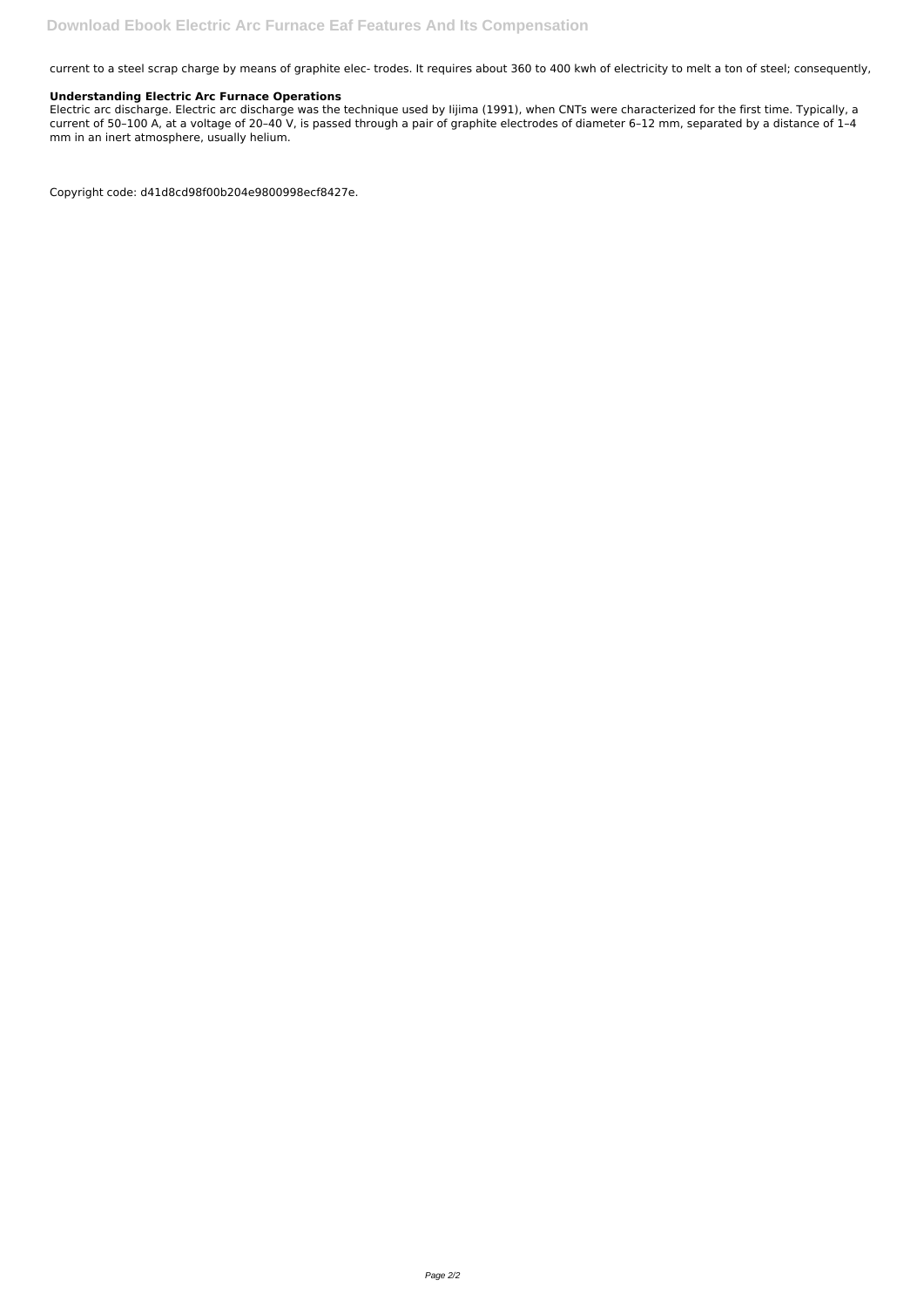current to a steel scrap charge by means of graphite elec- trodes. It requires about 360 to 400 kwh of electricity to melt a ton of steel; consequently,

**Understanding Electric Arc Furnace Operations**

Electric arc discharge. Electric arc discharge was the technique used by Iijima (1991), when CNTs were characterized for the first time. Typically, a current of 50–100 A, at a voltage of 20–40 V, is passed through a pair of graphite electrodes of diameter 6–12 mm, separated by a distance of 1–4 mm in an inert atmosphere, usually helium.

Copyright code: d41d8cd98f00b204e9800998ecf8427e.